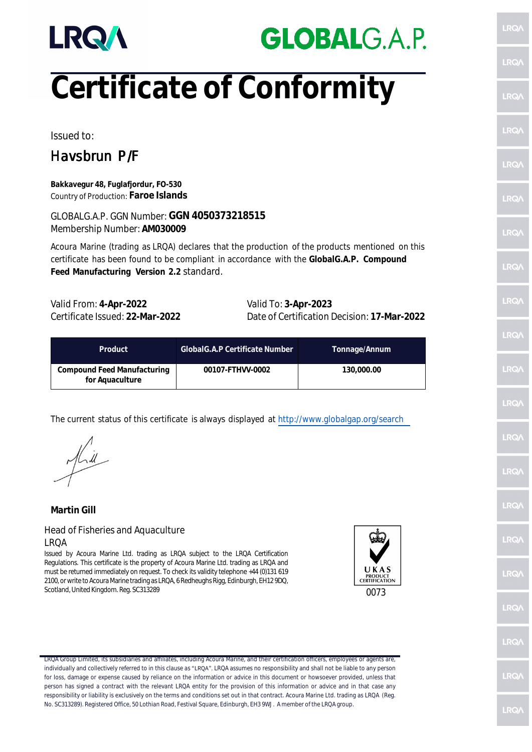LRQA GLOBALG.A.P.

# Certificate of Conformity

Issued to:

## Havsbrun P/F

**Bakkavegur 48, Fuglafjordur, FO-530**
Country of Production: **Faroe Islands**

GLOBALG.A.P. GGN Number: **GGN 4050373218515**
Membership Number: **AM030009**

Acoura Marine (trading as LRQA) declares that the production of the products mentioned on this certificate has been found to be compliant in accordance with the **GlobalG.A.P. Compound Feed Manufacturing Version 2.2** standard.

Valid From: **4-Apr-2022**
Valid To: **3-Apr-2023**
Certificate Issued: **22-Mar-2022**
Date of Certification Decision: **17-Mar-2022**

| Product | GlobalG.A.P Certificate Number | Tonnage/Annum |
|---|---|---|
| **Compound Feed Manufacturing for Aquaculture** | **00107-FTHVV-0002** | **130,000.00** |

The current status of this certificate is always displayed at http://www.globalgap.org/search

**Martin Gill**

Head of Fisheries and Aquaculture
LRQA

Issued by Acoura Marine Ltd. trading as LRQA subject to the LRQA Certification Regulations. This certificate is the property of Acoura Marine Ltd. trading as LRQA and must be returned immediately on request. To check its validity telephone +44 (0)131 619 2100, or write to Acoura Marine trading as LRQA, 6 Redheughs Rigg, Edinburgh, EH12 9DQ, Scotland, United Kingdom. Reg. SC313289

UKAS PRODUCT CERTIFICATION
0073

LRQA Group Limited, its subsidiaries and affiliates, including Acoura Marine, and their certification officers, employees or agents are, individually and collectively referred to in this clause as "LRQA". LRQA assumes no responsibility and shall not be liable to any person for loss, damage or expense caused by reliance on the information or advice in this document or howsoever provided, unless that person has signed a contract with the relevant LRQA entity for the provision of this information or advice and in that case any responsibility or liability is exclusively on the terms and conditions set out in that contract. Acoura Marine Ltd. trading as LRQA (Reg. No. SC313289). Registered Office, 50 Lothian Road, Festival Square, Edinburgh, EH3 9WJ. A member of the LRQA group.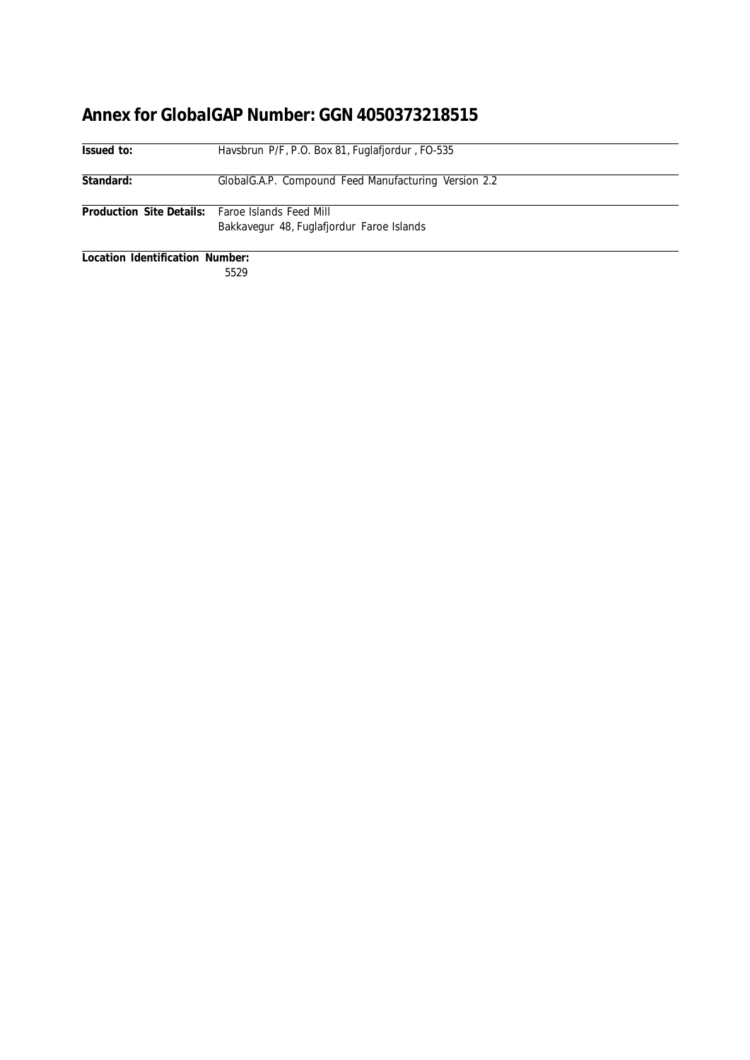# Annex for GlobalGAP Number: GGN 4050373218515

**Issued to:** Havsbrun P/F, P.O. Box 81, Fuglafjordur , FO-535

**Standard:** GlobalG.A.P. Compound Feed Manufacturing Version 2.2

**Production Site Details:** Faroe Islands Feed Mill
Bakkavegur 48, Fuglafjordur Faroe Islands

**Location Identification Number:**
5529